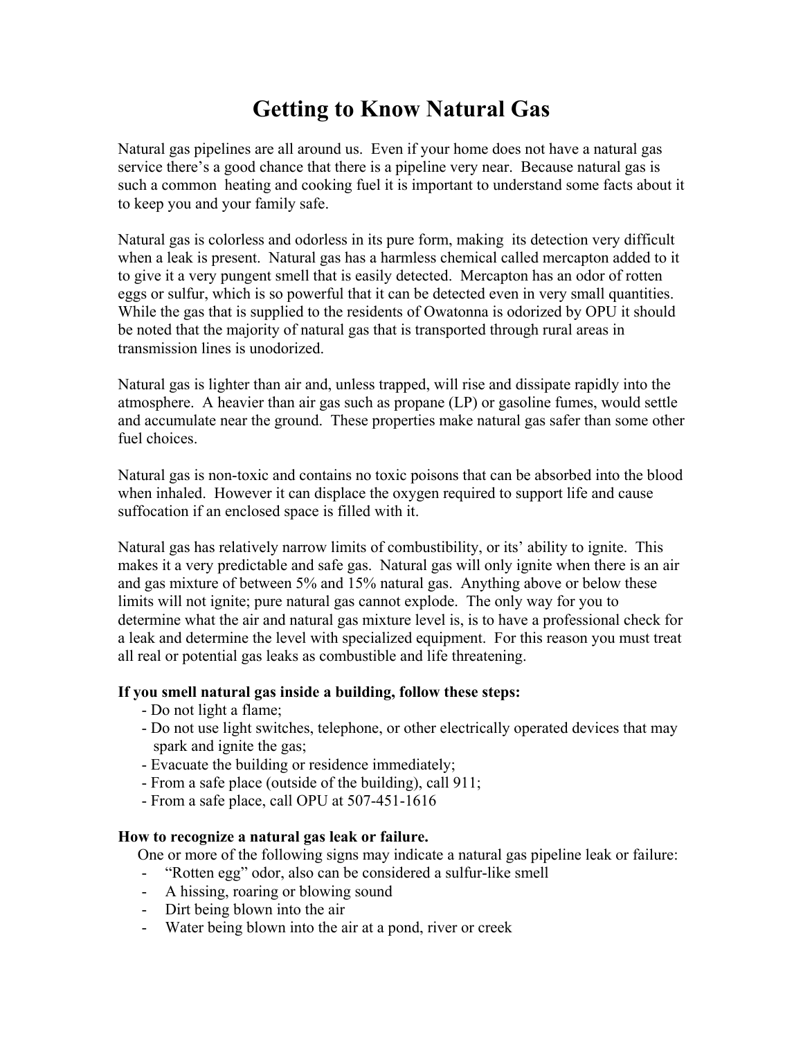# Getting to Know Natural Gas

Natural gas pipelines are all around us. Even if your home does not have a natural gas service there's a good chance that there is a pipeline very near. Because natural gas is such a common heating and cooking fuel it is important to understand some facts about it to keep you and your family safe.

Natural gas is colorless and odorless in its pure form, making its detection very difficult when a leak is present. Natural gas has a harmless chemical called mercapton added to it to give it a very pungent smell that is easily detected. Mercapton has an odor of rotten eggs or sulfur, which is so powerful that it can be detected even in very small quantities. While the gas that is supplied to the residents of Owatonna is odorized by OPU it should be noted that the majority of natural gas that is transported through rural areas in transmission lines is unodorized.

Natural gas is lighter than air and, unless trapped, will rise and dissipate rapidly into the atmosphere. A heavier than air gas such as propane (LP) or gasoline fumes, would settle and accumulate near the ground. These properties make natural gas safer than some other fuel choices.

Natural gas is non-toxic and contains no toxic poisons that can be absorbed into the blood when inhaled. However it can displace the oxygen required to support life and cause suffocation if an enclosed space is filled with it.

Natural gas has relatively narrow limits of combustibility, or its' ability to ignite. This makes it a very predictable and safe gas. Natural gas will only ignite when there is an air and gas mixture of between 5% and 15% natural gas. Anything above or below these limits will not ignite; pure natural gas cannot explode. The only way for you to determine what the air and natural gas mixture level is, is to have a professional check for a leak and determine the level with specialized equipment. For this reason you must treat all real or potential gas leaks as combustible and life threatening.

**If you smell natural gas inside a building, follow these steps:**

- Do not light a flame;
- Do not use light switches, telephone, or other electrically operated devices that may spark and ignite the gas;
- Evacuate the building or residence immediately;
- From a safe place (outside of the building), call 911;
- From a safe place, call OPU at 507-451-1616

**How to recognize a natural gas leak or failure.**

One or more of the following signs may indicate a natural gas pipeline leak or failure:

- "Rotten egg" odor, also can be considered a sulfur-like smell
- A hissing, roaring or blowing sound
- Dirt being blown into the air
- Water being blown into the air at a pond, river or creek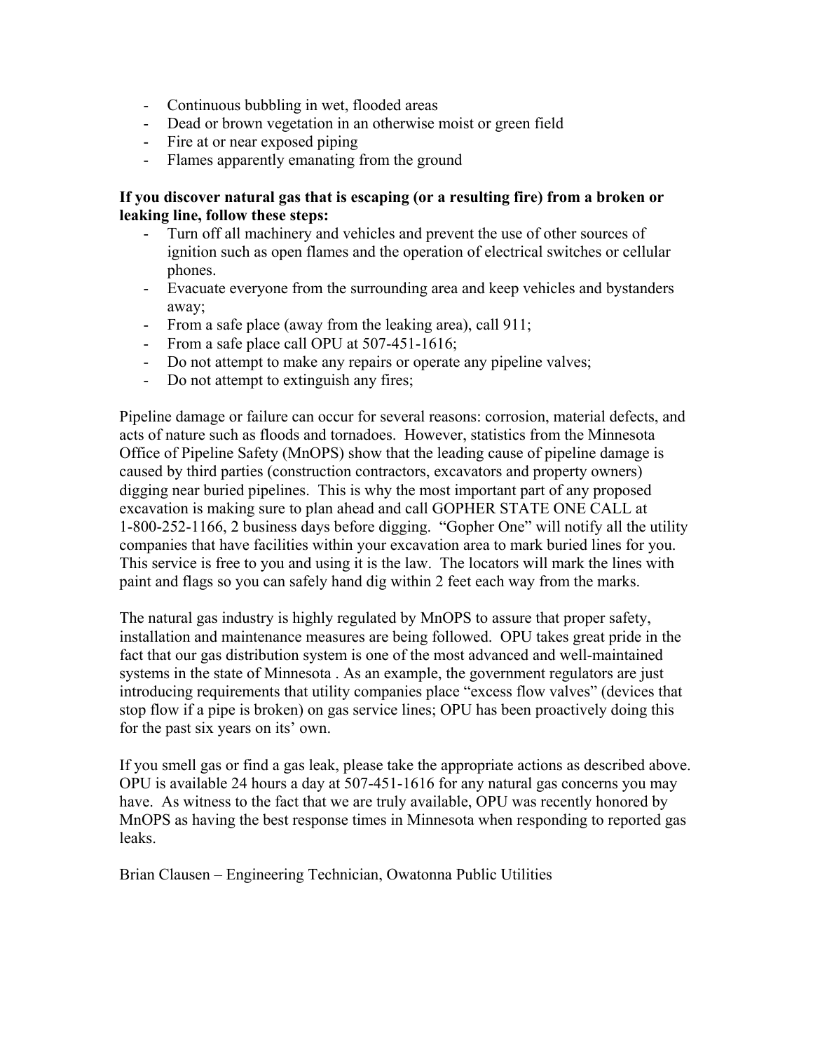- Continuous bubbling in wet, flooded areas
- Dead or brown vegetation in an otherwise moist or green field
- Fire at or near exposed piping
- Flames apparently emanating from the ground

**If you discover natural gas that is escaping (or a resulting fire) from a broken or leaking line, follow these steps:**

- Turn off all machinery and vehicles and prevent the use of other sources of ignition such as open flames and the operation of electrical switches or cellular phones.
- Evacuate everyone from the surrounding area and keep vehicles and bystanders away;
- From a safe place (away from the leaking area), call 911;
- From a safe place call OPU at 507-451-1616;
- Do not attempt to make any repairs or operate any pipeline valves;
- Do not attempt to extinguish any fires;

Pipeline damage or failure can occur for several reasons: corrosion, material defects, and acts of nature such as floods and tornadoes. However, statistics from the Minnesota Office of Pipeline Safety (MnOPS) show that the leading cause of pipeline damage is caused by third parties (construction contractors, excavators and property owners) digging near buried pipelines. This is why the most important part of any proposed excavation is making sure to plan ahead and call GOPHER STATE ONE CALL at 1-800-252-1166, 2 business days before digging. "Gopher One" will notify all the utility companies that have facilities within your excavation area to mark buried lines for you. This service is free to you and using it is the law. The locators will mark the lines with paint and flags so you can safely hand dig within 2 feet each way from the marks.

The natural gas industry is highly regulated by MnOPS to assure that proper safety, installation and maintenance measures are being followed. OPU takes great pride in the fact that our gas distribution system is one of the most advanced and well-maintained systems in the state of Minnesota . As an example, the government regulators are just introducing requirements that utility companies place "excess flow valves" (devices that stop flow if a pipe is broken) on gas service lines; OPU has been proactively doing this for the past six years on its' own.

If you smell gas or find a gas leak, please take the appropriate actions as described above. OPU is available 24 hours a day at 507-451-1616 for any natural gas concerns you may have. As witness to the fact that we are truly available, OPU was recently honored by MnOPS as having the best response times in Minnesota when responding to reported gas leaks.

Brian Clausen – Engineering Technician, Owatonna Public Utilities